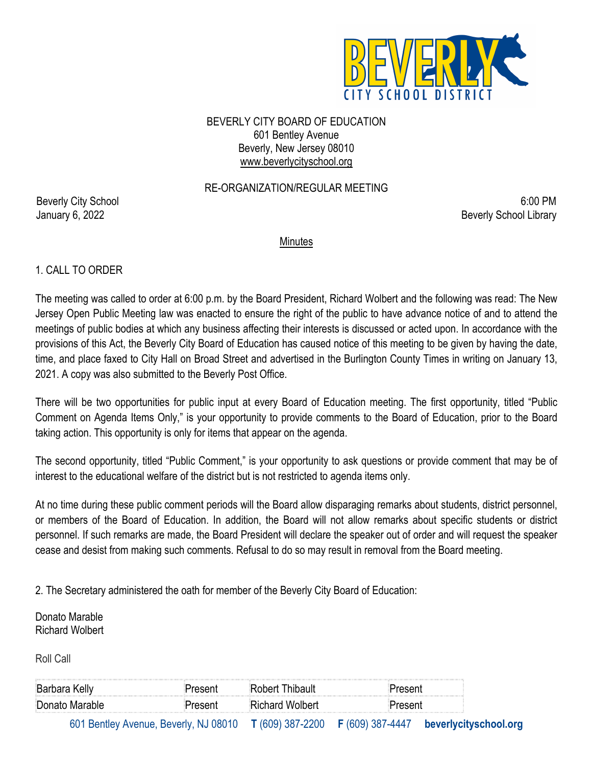BEVERLY CITY BOARD OF EDUCATION
601 Bentley Avenue
Beverly, New Jersey 08010
www.beverlycityschool.org

RE-ORGANIZATION/REGULAR MEETING

Beverly City School
January 6, 2022

6:00 PM
Beverly School Library

Minutes

1. CALL TO ORDER

The meeting was called to order at 6:00 p.m. by the Board President, Richard Wolbert and the following was read: The New Jersey Open Public Meeting law was enacted to ensure the right of the public to have advance notice of and to attend the meetings of public bodies at which any business affecting their interests is discussed or acted upon. In accordance with the provisions of this Act, the Beverly City Board of Education has caused notice of this meeting to be given by having the date, time, and place faxed to City Hall on Broad Street and advertised in the Burlington County Times in writing on January 13, 2021. A copy was also submitted to the Beverly Post Office.

There will be two opportunities for public input at every Board of Education meeting. The first opportunity, titled "Public Comment on Agenda Items Only," is your opportunity to provide comments to the Board of Education, prior to the Board taking action. This opportunity is only for items that appear on the agenda.

The second opportunity, titled "Public Comment," is your opportunity to ask questions or provide comment that may be of interest to the educational welfare of the district but is not restricted to agenda items only.

At no time during these public comment periods will the Board allow disparaging remarks about students, district personnel, or members of the Board of Education. In addition, the Board will not allow remarks about specific students or district personnel. If such remarks are made, the Board President will declare the speaker out of order and will request the speaker cease and desist from making such comments. Refusal to do so may result in removal from the Board meeting.

2. The Secretary administered the oath for member of the Beverly City Board of Education:

Donato Marable
Richard Wolbert

Roll Call

| | | | |
|---|---|---|---|
| Barbara Kelly | Present | Robert Thibault | Present |
| Donato Marable | Present | Richard Wolbert | Present |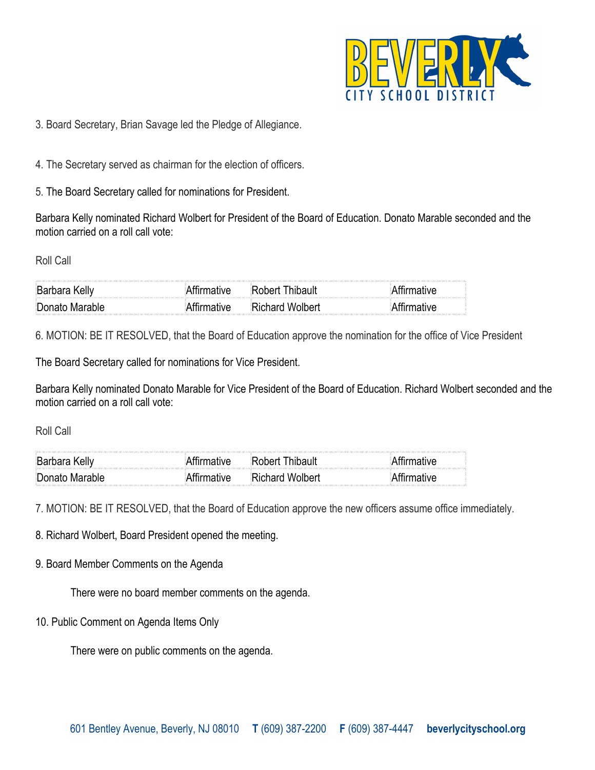3. Board Secretary, Brian Savage led the Pledge of Allegiance.

4. The Secretary served as chairman for the election of officers.

5. The Board Secretary called for nominations for President.

Barbara Kelly nominated Richard Wolbert for President of the Board of Education. Donato Marable seconded and the motion carried on a roll call vote:

Roll Call

| | | | |
|---|---|---|---|
| Barbara Kelly | Affirmative | Robert Thibault | Affirmative |
| Donato Marable | Affirmative | Richard Wolbert | Affirmative |

6. MOTION: BE IT RESOLVED, that the Board of Education approve the nomination for the office of Vice President

The Board Secretary called for nominations for Vice President.

Barbara Kelly nominated Donato Marable for Vice President of the Board of Education. Richard Wolbert seconded and the motion carried on a roll call vote:

Roll Call

| | | | |
|---|---|---|---|
| Barbara Kelly | Affirmative | Robert Thibault | Affirmative |
| Donato Marable | Affirmative | Richard Wolbert | Affirmative |

7. MOTION: BE IT RESOLVED, that the Board of Education approve the new officers assume office immediately.

8. Richard Wolbert, Board President opened the meeting.

9. Board Member Comments on the Agenda

There were no board member comments on the agenda.

10. Public Comment on Agenda Items Only

There were on public comments on the agenda.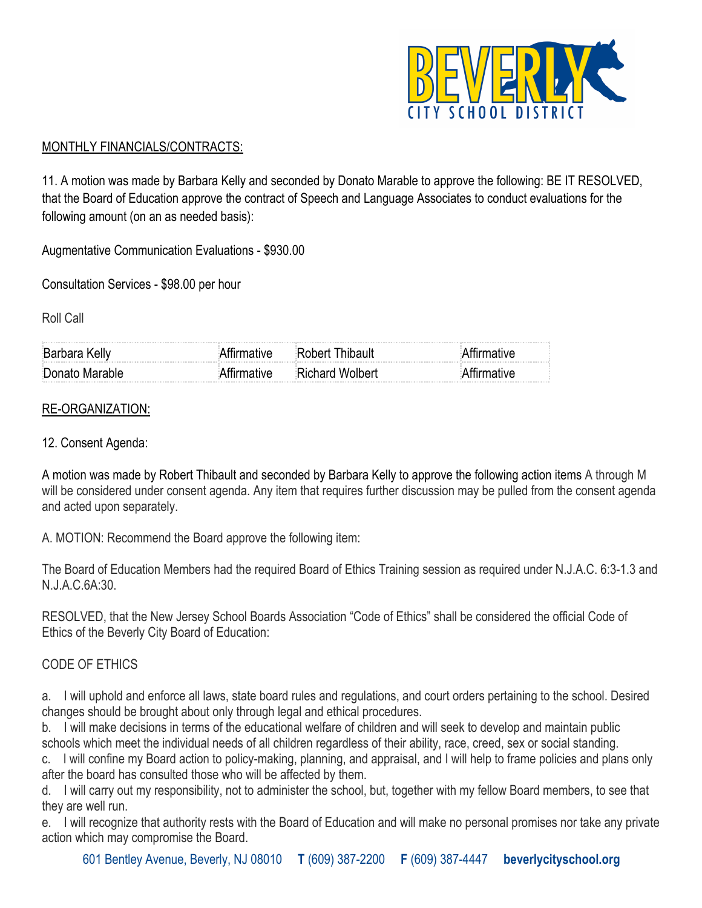MONTHLY FINANCIALS/CONTRACTS:

11. A motion was made by Barbara Kelly and seconded by Donato Marable to approve the following: BE IT RESOLVED, that the Board of Education approve the contract of Speech and Language Associates to conduct evaluations for the following amount (on an as needed basis):

Augmentative Communication Evaluations - $930.00

Consultation Services - $98.00 per hour

Roll Call

| Barbara Kelly | Affirmative | Robert Thibault | Affirmative |
|---|---|---|---|
| Donato Marable | Affirmative | Richard Wolbert | Affirmative |

RE-ORGANIZATION:

12. Consent Agenda:

A motion was made by Robert Thibault and seconded by Barbara Kelly to approve the following action items A through M will be considered under consent agenda. Any item that requires further discussion may be pulled from the consent agenda and acted upon separately.

A. MOTION: Recommend the Board approve the following item:

The Board of Education Members had the required Board of Ethics Training session as required under N.J.A.C. 6:3-1.3 and N.J.A.C.6A:30.

RESOLVED, that the New Jersey School Boards Association "Code of Ethics" shall be considered the official Code of Ethics of the Beverly City Board of Education:

CODE OF ETHICS

a. I will uphold and enforce all laws, state board rules and regulations, and court orders pertaining to the school. Desired changes should be brought about only through legal and ethical procedures.
b. I will make decisions in terms of the educational welfare of children and will seek to develop and maintain public schools which meet the individual needs of all children regardless of their ability, race, creed, sex or social standing.
c. I will confine my Board action to policy-making, planning, and appraisal, and I will help to frame policies and plans only after the board has consulted those who will be affected by them.
d. I will carry out my responsibility, not to administer the school, but, together with my fellow Board members, to see that they are well run.
e. I will recognize that authority rests with the Board of Education and will make no personal promises nor take any private action which may compromise the Board.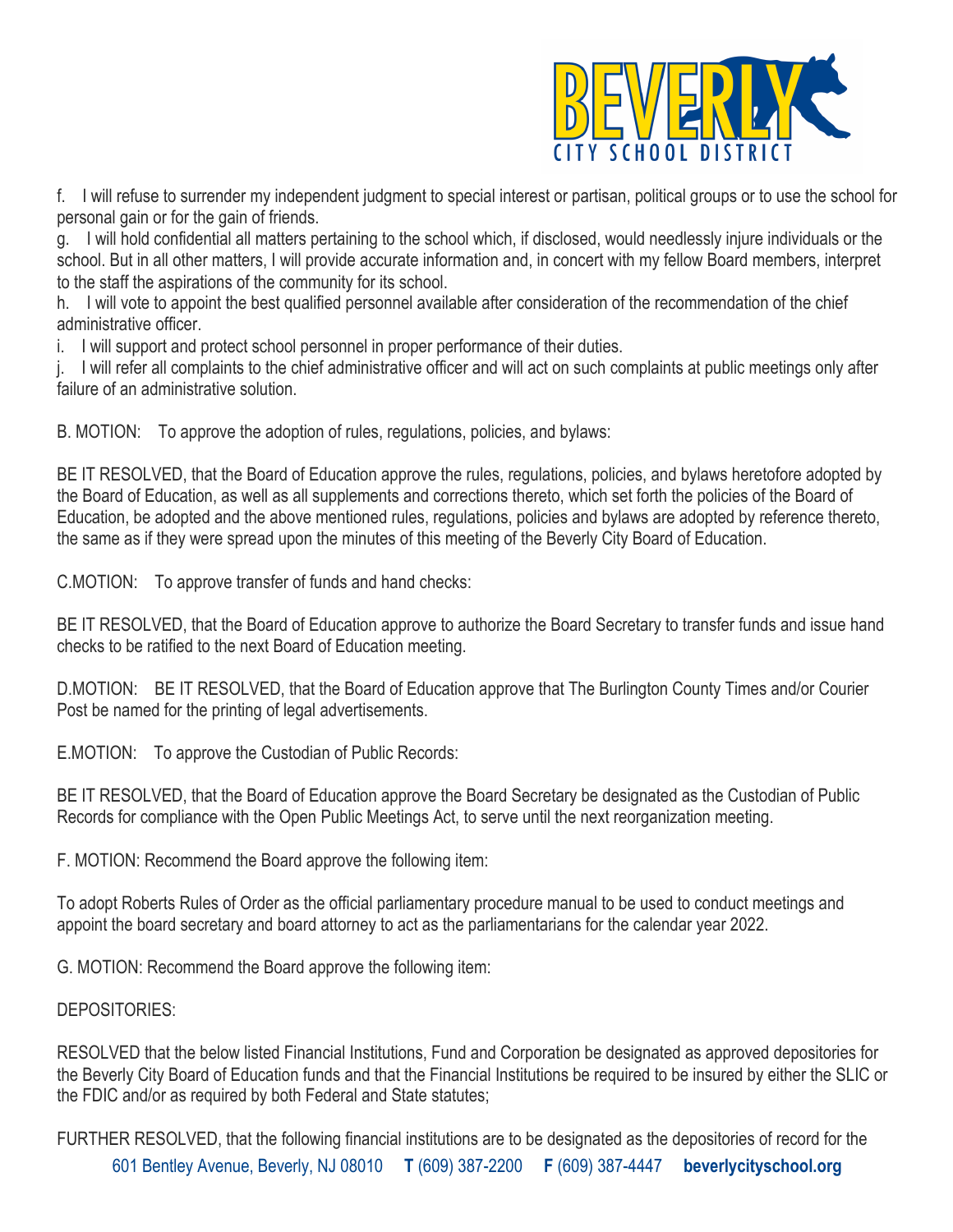f. I will refuse to surrender my independent judgment to special interest or partisan, political groups or to use the school for personal gain or for the gain of friends.
g. I will hold confidential all matters pertaining to the school which, if disclosed, would needlessly injure individuals or the school. But in all other matters, I will provide accurate information and, in concert with my fellow Board members, interpret to the staff the aspirations of the community for its school.
h. I will vote to appoint the best qualified personnel available after consideration of the recommendation of the chief administrative officer.
i. I will support and protect school personnel in proper performance of their duties.
j. I will refer all complaints to the chief administrative officer and will act on such complaints at public meetings only after failure of an administrative solution.

B. MOTION: To approve the adoption of rules, regulations, policies, and bylaws:

BE IT RESOLVED, that the Board of Education approve the rules, regulations, policies, and bylaws heretofore adopted by the Board of Education, as well as all supplements and corrections thereto, which set forth the policies of the Board of Education, be adopted and the above mentioned rules, regulations, policies and bylaws are adopted by reference thereto, the same as if they were spread upon the minutes of this meeting of the Beverly City Board of Education.

C.MOTION: To approve transfer of funds and hand checks:

BE IT RESOLVED, that the Board of Education approve to authorize the Board Secretary to transfer funds and issue hand checks to be ratified to the next Board of Education meeting.

D.MOTION: BE IT RESOLVED, that the Board of Education approve that The Burlington County Times and/or Courier Post be named for the printing of legal advertisements.

E.MOTION: To approve the Custodian of Public Records:

BE IT RESOLVED, that the Board of Education approve the Board Secretary be designated as the Custodian of Public Records for compliance with the Open Public Meetings Act, to serve until the next reorganization meeting.

F. MOTION: Recommend the Board approve the following item:

To adopt Roberts Rules of Order as the official parliamentary procedure manual to be used to conduct meetings and appoint the board secretary and board attorney to act as the parliamentarians for the calendar year 2022.

G. MOTION: Recommend the Board approve the following item:

DEPOSITORIES:

RESOLVED that the below listed Financial Institutions, Fund and Corporation be designated as approved depositories for the Beverly City Board of Education funds and that the Financial Institutions be required to be insured by either the SLIC or the FDIC and/or as required by both Federal and State statutes;

FURTHER RESOLVED, that the following financial institutions are to be designated as the depositories of record for the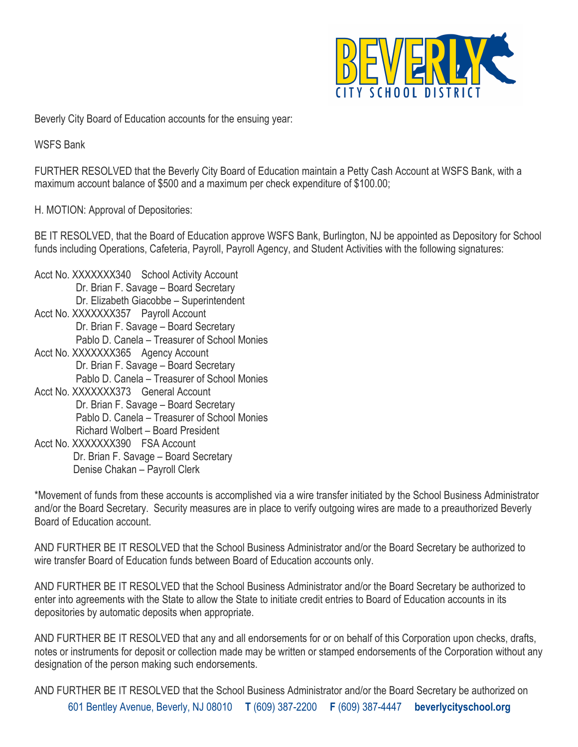Beverly City Board of Education accounts for the ensuing year:

WSFS Bank

FURTHER RESOLVED that the Beverly City Board of Education maintain a Petty Cash Account at WSFS Bank, with a maximum account balance of $500 and a maximum per check expenditure of $100.00;

H. MOTION: Approval of Depositories:

BE IT RESOLVED, that the Board of Education approve WSFS Bank, Burlington, NJ be appointed as Depository for School funds including Operations, Cafeteria, Payroll, Payroll Agency, and Student Activities with the following signatures:

Acct No. XXXXXXX340 School Activity Account
- Dr. Brian F. Savage – Board Secretary
- Dr. Elizabeth Giacobbe – Superintendent

Acct No. XXXXXXX357 Payroll Account
- Dr. Brian F. Savage – Board Secretary
- Pablo D. Canela – Treasurer of School Monies

Acct No. XXXXXXX365 Agency Account
- Dr. Brian F. Savage – Board Secretary
- Pablo D. Canela – Treasurer of School Monies

Acct No. XXXXXXX373 General Account
- Dr. Brian F. Savage – Board Secretary
- Pablo D. Canela – Treasurer of School Monies
- Richard Wolbert – Board President

Acct No. XXXXXXX390 FSA Account
- Dr. Brian F. Savage – Board Secretary
- Denise Chakan – Payroll Clerk

*Movement of funds from these accounts is accomplished via a wire transfer initiated by the School Business Administrator and/or the Board Secretary. Security measures are in place to verify outgoing wires are made to a preauthorized Beverly Board of Education account.

AND FURTHER BE IT RESOLVED that the School Business Administrator and/or the Board Secretary be authorized to wire transfer Board of Education funds between Board of Education accounts only.

AND FURTHER BE IT RESOLVED that the School Business Administrator and/or the Board Secretary be authorized to enter into agreements with the State to allow the State to initiate credit entries to Board of Education accounts in its depositories by automatic deposits when appropriate.

AND FURTHER BE IT RESOLVED that any and all endorsements for or on behalf of this Corporation upon checks, drafts, notes or instruments for deposit or collection made may be written or stamped endorsements of the Corporation without any designation of the person making such endorsements.

AND FURTHER BE IT RESOLVED that the School Business Administrator and/or the Board Secretary be authorized on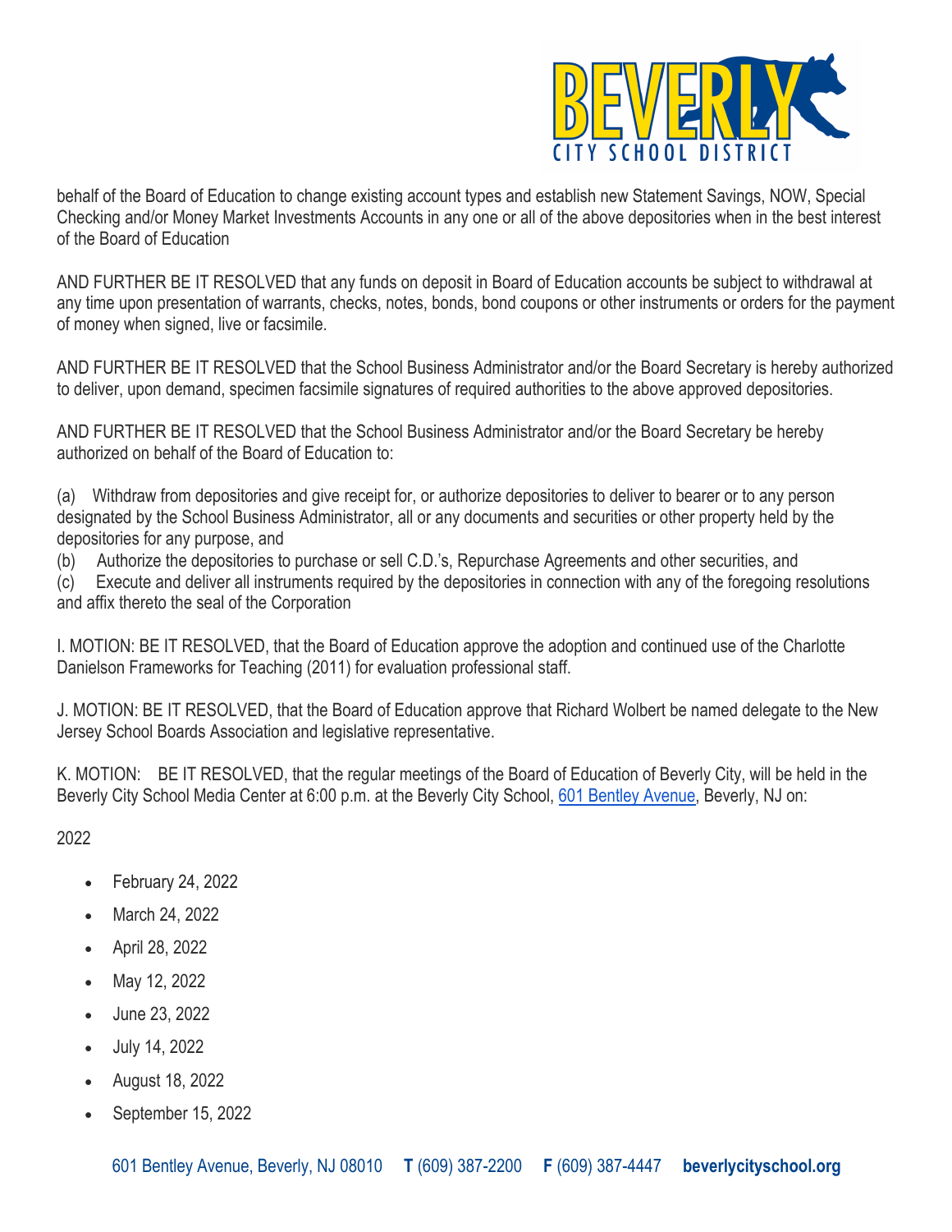behalf of the Board of Education to change existing account types and establish new Statement Savings, NOW, Special Checking and/or Money Market Investments Accounts in any one or all of the above depositories when in the best interest of the Board of Education

AND FURTHER BE IT RESOLVED that any funds on deposit in Board of Education accounts be subject to withdrawal at any time upon presentation of warrants, checks, notes, bonds, bond coupons or other instruments or orders for the payment of money when signed, live or facsimile.

AND FURTHER BE IT RESOLVED that the School Business Administrator and/or the Board Secretary is hereby authorized to deliver, upon demand, specimen facsimile signatures of required authorities to the above approved depositories.

AND FURTHER BE IT RESOLVED that the School Business Administrator and/or the Board Secretary be hereby authorized on behalf of the Board of Education to:

(a) Withdraw from depositories and give receipt for, or authorize depositories to deliver to bearer or to any person designated by the School Business Administrator, all or any documents and securities or other property held by the depositories for any purpose, and
(b) Authorize the depositories to purchase or sell C.D.'s, Repurchase Agreements and other securities, and
(c) Execute and deliver all instruments required by the depositories in connection with any of the foregoing resolutions and affix thereto the seal of the Corporation

I. MOTION: BE IT RESOLVED, that the Board of Education approve the adoption and continued use of the Charlotte Danielson Frameworks for Teaching (2011) for evaluation professional staff.

J. MOTION: BE IT RESOLVED, that the Board of Education approve that Richard Wolbert be named delegate to the New Jersey School Boards Association and legislative representative.

K. MOTION: BE IT RESOLVED, that the regular meetings of the Board of Education of Beverly City, will be held in the Beverly City School Media Center at 6:00 p.m. at the Beverly City School, 601 Bentley Avenue, Beverly, NJ on:

2022

- February 24, 2022
- March 24, 2022
- April 28, 2022
- May 12, 2022
- June 23, 2022
- July 14, 2022
- August 18, 2022
- September 15, 2022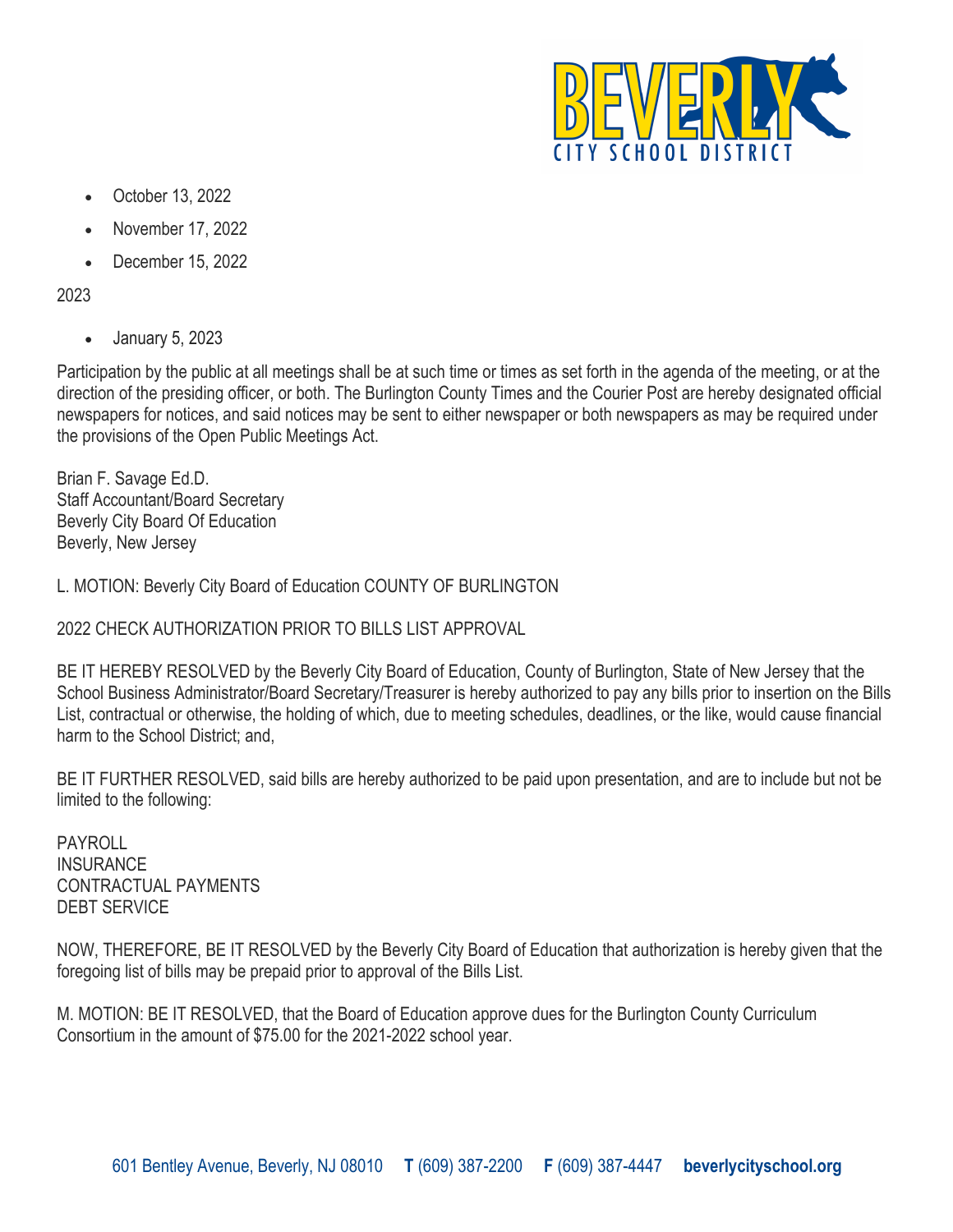- October 13, 2022
- November 17, 2022
- December 15, 2022

2023

- January 5, 2023

Participation by the public at all meetings shall be at such time or times as set forth in the agenda of the meeting, or at the direction of the presiding officer, or both. The Burlington County Times and the Courier Post are hereby designated official newspapers for notices, and said notices may be sent to either newspaper or both newspapers as may be required under the provisions of the Open Public Meetings Act.

Brian F. Savage Ed.D.
Staff Accountant/Board Secretary
Beverly City Board Of Education
Beverly, New Jersey

L. MOTION: Beverly City Board of Education COUNTY OF BURLINGTON

2022 CHECK AUTHORIZATION PRIOR TO BILLS LIST APPROVAL

BE IT HEREBY RESOLVED by the Beverly City Board of Education, County of Burlington, State of New Jersey that the School Business Administrator/Board Secretary/Treasurer is hereby authorized to pay any bills prior to insertion on the Bills List, contractual or otherwise, the holding of which, due to meeting schedules, deadlines, or the like, would cause financial harm to the School District; and,

BE IT FURTHER RESOLVED, said bills are hereby authorized to be paid upon presentation, and are to include but not be limited to the following:

PAYROLL
INSURANCE
CONTRACTUAL PAYMENTS
DEBT SERVICE

NOW, THEREFORE, BE IT RESOLVED by the Beverly City Board of Education that authorization is hereby given that the foregoing list of bills may be prepaid prior to approval of the Bills List.

M. MOTION: BE IT RESOLVED, that the Board of Education approve dues for the Burlington County Curriculum Consortium in the amount of $75.00 for the 2021-2022 school year.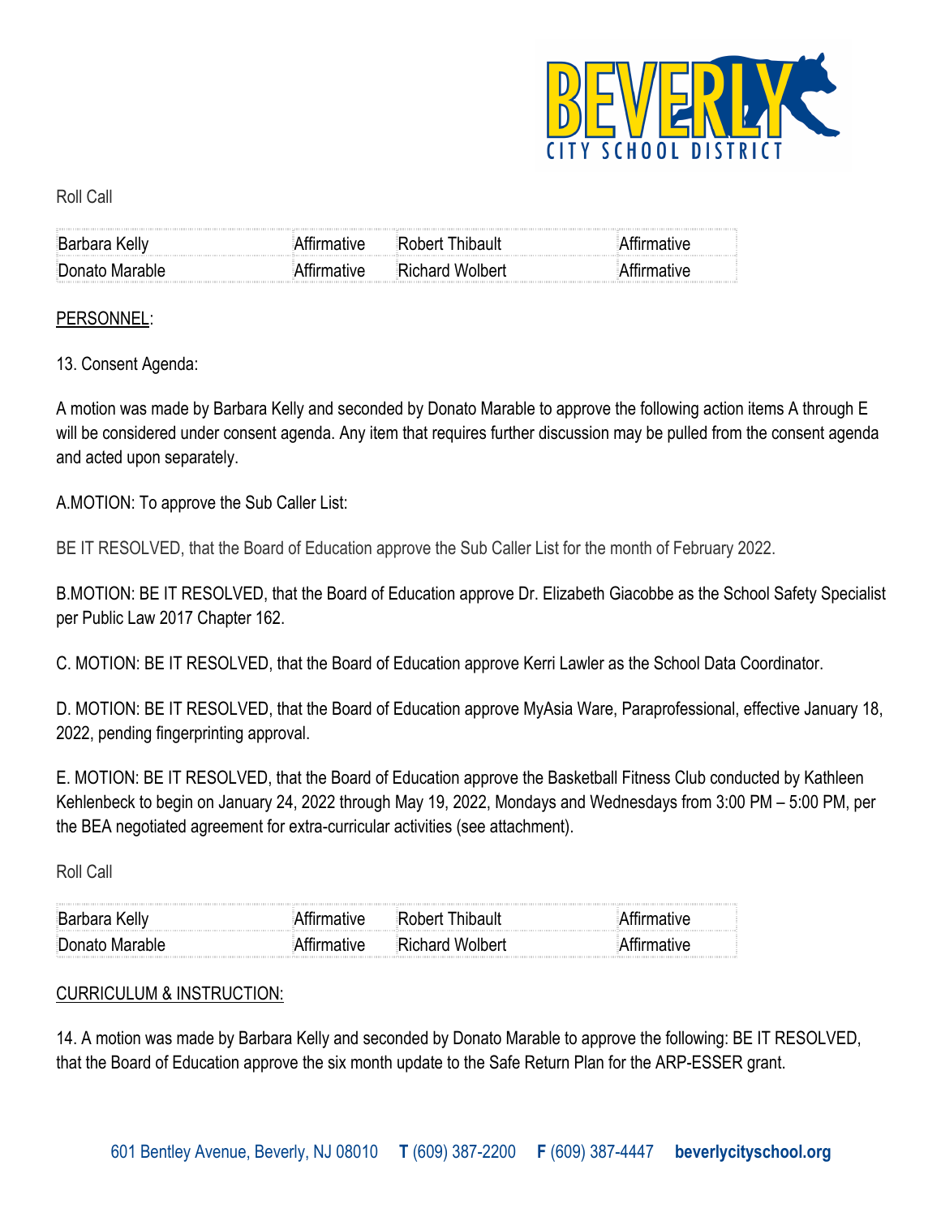Roll Call

| Barbara Kelly | Affirmative | Robert Thibault | Affirmative |
|---|---|---|---|
| Donato Marable | Affirmative | Richard Wolbert | Affirmative |

PERSONNEL:

13. Consent Agenda:

A motion was made by Barbara Kelly and seconded by Donato Marable to approve the following action items A through E will be considered under consent agenda. Any item that requires further discussion may be pulled from the consent agenda and acted upon separately.

A.MOTION: To approve the Sub Caller List:

BE IT RESOLVED, that the Board of Education approve the Sub Caller List for the month of February 2022.

B.MOTION: BE IT RESOLVED, that the Board of Education approve Dr. Elizabeth Giacobbe as the School Safety Specialist per Public Law 2017 Chapter 162.

C. MOTION: BE IT RESOLVED, that the Board of Education approve Kerri Lawler as the School Data Coordinator.

D. MOTION: BE IT RESOLVED, that the Board of Education approve MyAsia Ware, Paraprofessional, effective January 18, 2022, pending fingerprinting approval.

E. MOTION: BE IT RESOLVED, that the Board of Education approve the Basketball Fitness Club conducted by Kathleen Kehlenbeck to begin on January 24, 2022 through May 19, 2022, Mondays and Wednesdays from 3:00 PM – 5:00 PM, per the BEA negotiated agreement for extra-curricular activities (see attachment).

Roll Call

| Barbara Kelly | Affirmative | Robert Thibault | Affirmative |
|---|---|---|---|
| Donato Marable | Affirmative | Richard Wolbert | Affirmative |

CURRICULUM & INSTRUCTION:

14. A motion was made by Barbara Kelly and seconded by Donato Marable to approve the following: BE IT RESOLVED, that the Board of Education approve the six month update to the Safe Return Plan for the ARP-ESSER grant.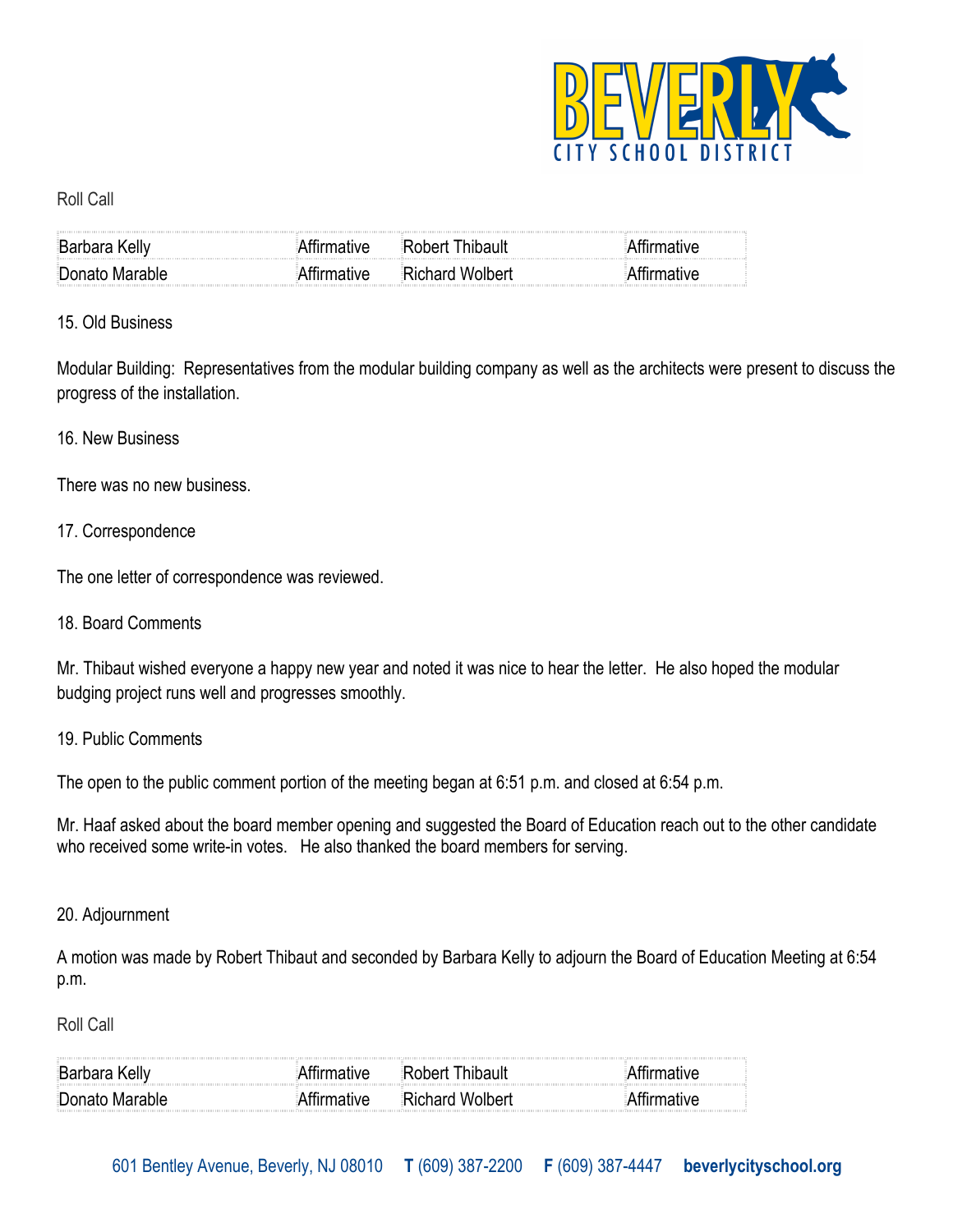Roll Call

| Barbara Kelly | Affirmative | Robert Thibault | Affirmative |
|---|---|---|---|
| Donato Marable | Affirmative | Richard Wolbert | Affirmative |

15. Old Business

Modular Building: Representatives from the modular building company as well as the architects were present to discuss the progress of the installation.

16. New Business

There was no new business.

17. Correspondence

The one letter of correspondence was reviewed.

18. Board Comments

Mr. Thibaut wished everyone a happy new year and noted it was nice to hear the letter. He also hoped the modular budging project runs well and progresses smoothly.

19. Public Comments

The open to the public comment portion of the meeting began at 6:51 p.m. and closed at 6:54 p.m.

Mr. Haaf asked about the board member opening and suggested the Board of Education reach out to the other candidate who received some write-in votes. He also thanked the board members for serving.

20. Adjournment

A motion was made by Robert Thibaut and seconded by Barbara Kelly to adjourn the Board of Education Meeting at 6:54 p.m.

Roll Call

| Barbara Kelly | Affirmative | Robert Thibault | Affirmative |
|---|---|---|---|
| Donato Marable | Affirmative | Richard Wolbert | Affirmative |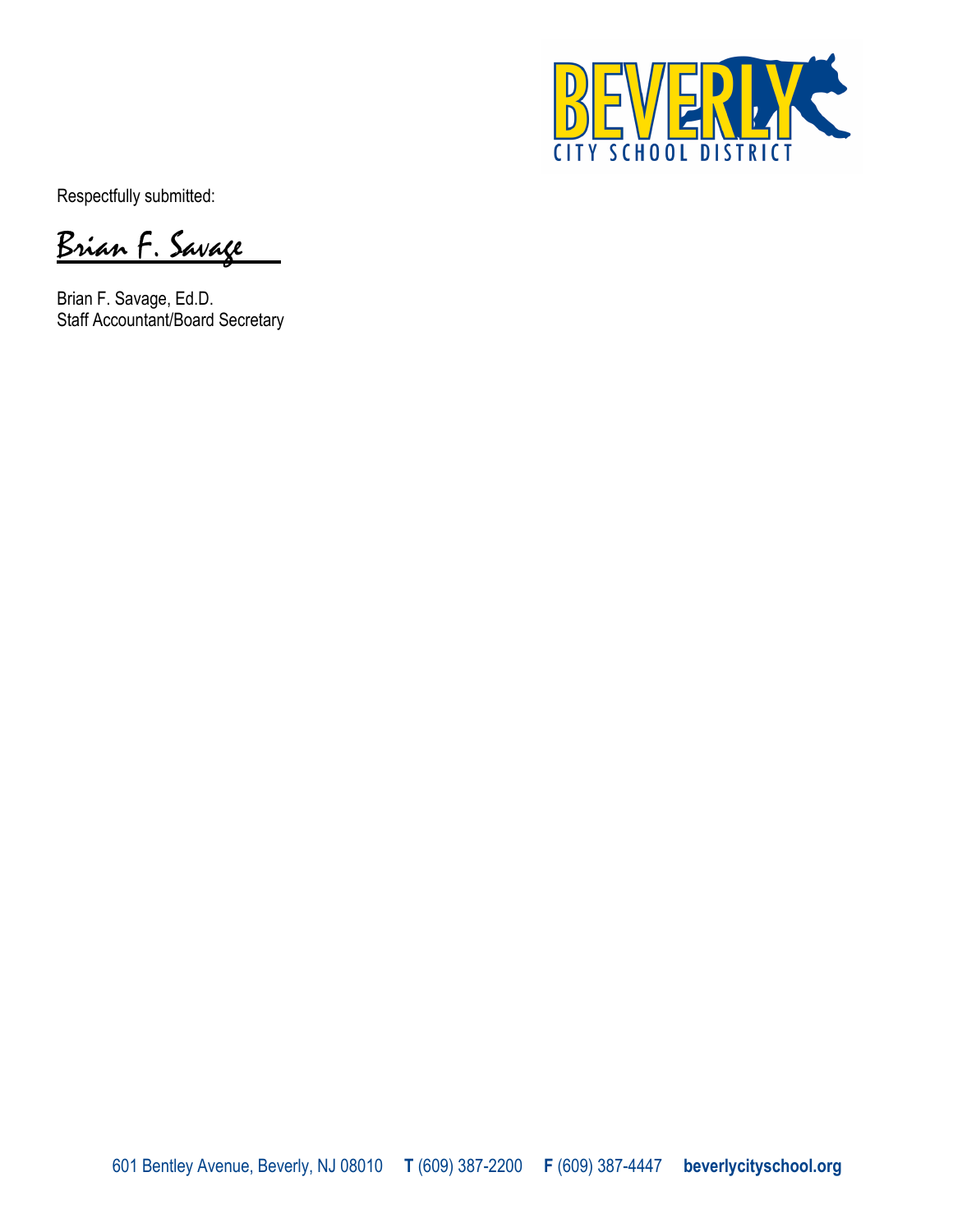Respectfully submitted:

Brian F. Savage

Brian F. Savage, Ed.D.
Staff Accountant/Board Secretary